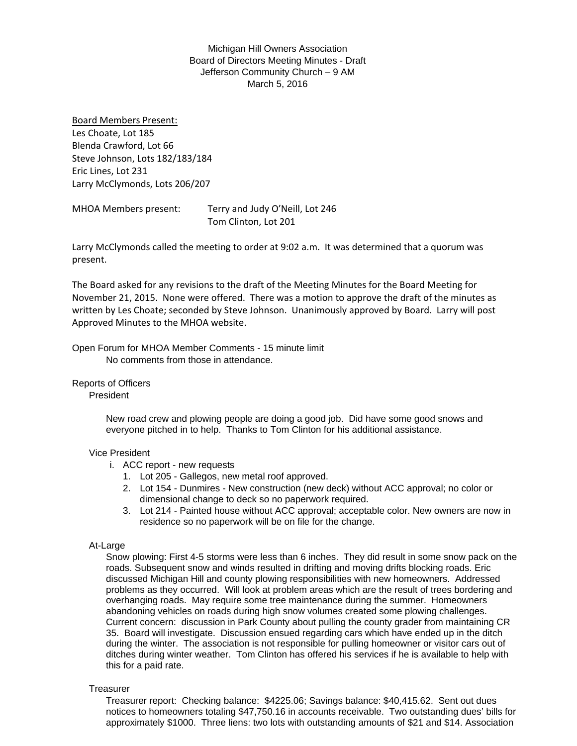Michigan Hill Owners Association
Board of Directors Meeting Minutes - Draft
Jefferson Community Church – 9 AM
March 5, 2016

Board Members Present:
Les Choate, Lot 185
Blenda Crawford, Lot 66
Steve Johnson, Lots 182/183/184
Eric Lines, Lot 231
Larry McClymonds, Lots 206/207

MHOA Members present: Terry and Judy O'Neill, Lot 246
Tom Clinton, Lot 201

Larry McClymonds called the meeting to order at 9:02 a.m. It was determined that a quorum was present.

The Board asked for any revisions to the draft of the Meeting Minutes for the Board Meeting for November 21, 2015. None were offered. There was a motion to approve the draft of the minutes as written by Les Choate; seconded by Steve Johnson. Unanimously approved by Board. Larry will post Approved Minutes to the MHOA website.

Open Forum for MHOA Member Comments - 15 minute limit

No comments from those in attendance.

Reports of Officers

President

New road crew and plowing people are doing a good job. Did have some good snows and everyone pitched in to help. Thanks to Tom Clinton for his additional assistance.

Vice President

i. ACC report - new requests
   1. Lot 205 - Gallegos, new metal roof approved.
   2. Lot 154 - Dunmires - New construction (new deck) without ACC approval; no color or dimensional change to deck so no paperwork required.
   3. Lot 214 - Painted house without ACC approval; acceptable color. New owners are now in residence so no paperwork will be on file for the change.

At-Large

Snow plowing: First 4-5 storms were less than 6 inches. They did result in some snow pack on the roads. Subsequent snow and winds resulted in drifting and moving drifts blocking roads. Eric discussed Michigan Hill and county plowing responsibilities with new homeowners. Addressed problems as they occurred. Will look at problem areas which are the result of trees bordering and overhanging roads. May require some tree maintenance during the summer. Homeowners abandoning vehicles on roads during high snow volumes created some plowing challenges. Current concern: discussion in Park County about pulling the county grader from maintaining CR 35. Board will investigate. Discussion ensued regarding cars which have ended up in the ditch during the winter. The association is not responsible for pulling homeowner or visitor cars out of ditches during winter weather. Tom Clinton has offered his services if he is available to help with this for a paid rate.

Treasurer

Treasurer report: Checking balance: $4225.06; Savings balance: $40,415.62. Sent out dues notices to homeowners totaling $47,750.16 in accounts receivable. Two outstanding dues' bills for approximately $1000. Three liens: two lots with outstanding amounts of $21 and $14. Association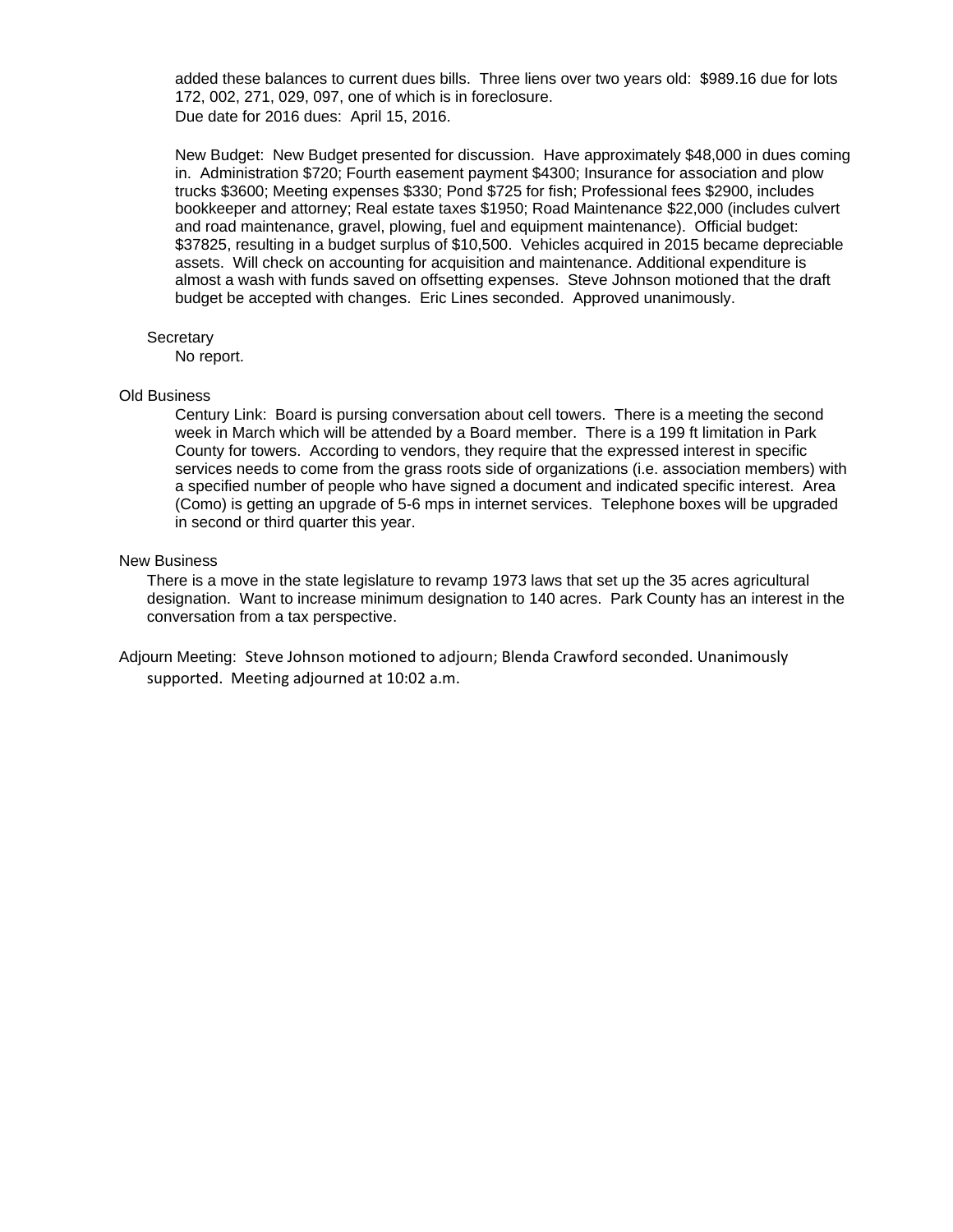added these balances to current dues bills. Three liens over two years old: $989.16 due for lots 172, 002, 271, 029, 097, one of which is in foreclosure.
Due date for 2016 dues: April 15, 2016.

New Budget: New Budget presented for discussion. Have approximately $48,000 in dues coming in. Administration $720; Fourth easement payment $4300; Insurance for association and plow trucks $3600; Meeting expenses $330; Pond $725 for fish; Professional fees $2900, includes bookkeeper and attorney; Real estate taxes $1950; Road Maintenance $22,000 (includes culvert and road maintenance, gravel, plowing, fuel and equipment maintenance). Official budget: $37825, resulting in a budget surplus of $10,500. Vehicles acquired in 2015 became depreciable assets. Will check on accounting for acquisition and maintenance. Additional expenditure is almost a wash with funds saved on offsetting expenses. Steve Johnson motioned that the draft budget be accepted with changes. Eric Lines seconded. Approved unanimously.

Secretary

No report.

Old Business

Century Link: Board is pursing conversation about cell towers. There is a meeting the second week in March which will be attended by a Board member. There is a 199 ft limitation in Park County for towers. According to vendors, they require that the expressed interest in specific services needs to come from the grass roots side of organizations (i.e. association members) with a specified number of people who have signed a document and indicated specific interest. Area (Como) is getting an upgrade of 5-6 mps in internet services. Telephone boxes will be upgraded in second or third quarter this year.

New Business

There is a move in the state legislature to revamp 1973 laws that set up the 35 acres agricultural designation. Want to increase minimum designation to 140 acres. Park County has an interest in the conversation from a tax perspective.

Adjourn Meeting: Steve Johnson motioned to adjourn; Blenda Crawford seconded. Unanimously supported. Meeting adjourned at 10:02 a.m.